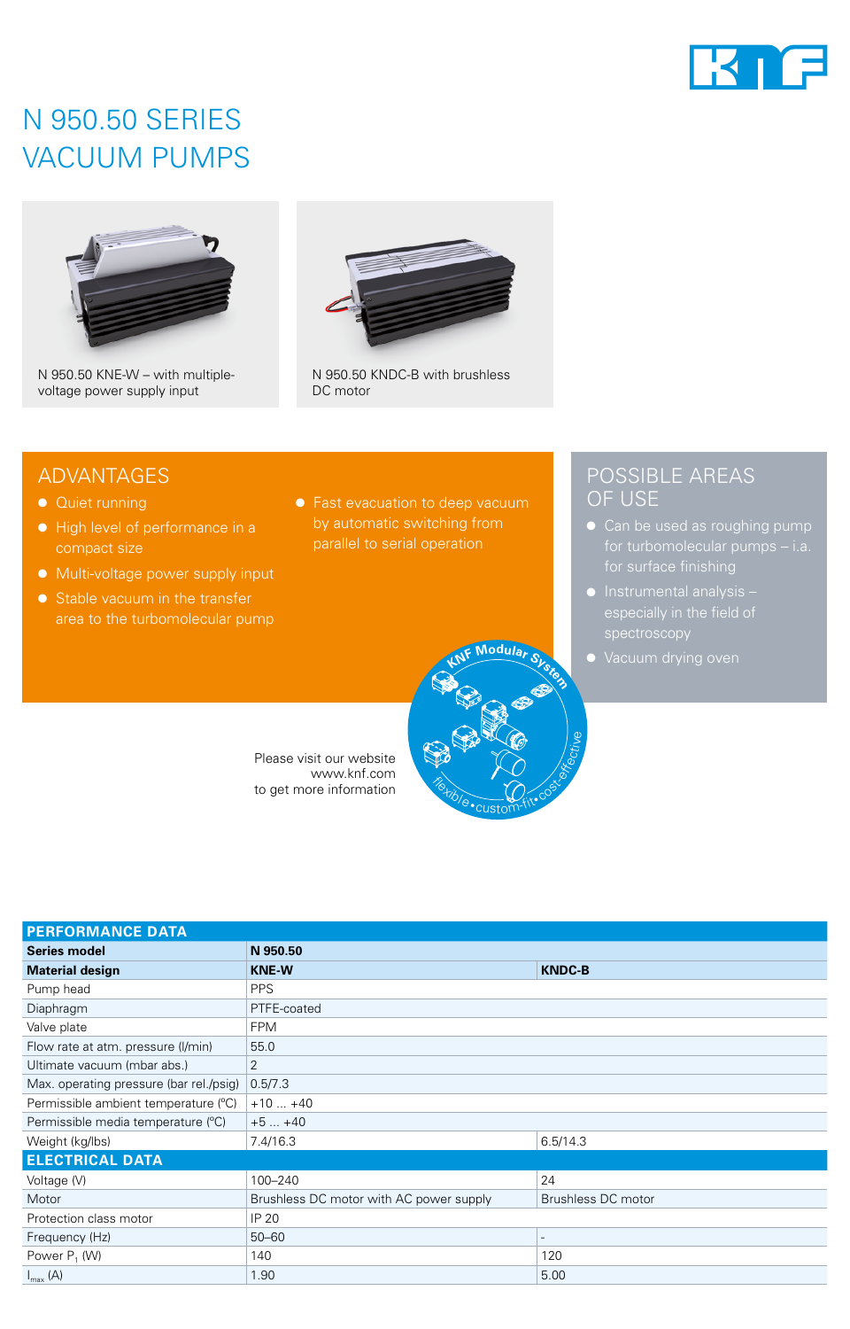// N 950.50 SERIES VACUUM PUMPS

# N 950.50 SERIES VACUUM PUMPS

N 950.50 KNE-W – with multiple-voltage power supply input

N 950.50 KNDC-B with brushless DC motor

## ADVANTAGES

- Quiet running
- High level of performance in a compact size
- Multi-voltage power supply input
- Stable vacuum in the transfer area to the turbomolecular pump
- Fast evacuation to deep vacuum by automatic switching from parallel to serial operation

## POSSIBLE AREAS OF USE

- Can be used as roughing pump for turbomolecular pumps – i.a. for surface finishing
- Instrumental analysis – especially in the field of spectroscopy
- Vacuum drying oven

KNF Modular System – flexible • custom-fit • cost-effective

Please visit our website www.knf.com to get more information

| PERFORMANCE DATA | | |
|---|---|---|
| **Series model** | **N 950.50** | |
| **Material design** | **KNE-W** | **KNDC-B** |
| Pump head | PPS | |
| Diaphragm | PTFE-coated | |
| Valve plate | FPM | |
| Flow rate at atm. pressure (l/min) | 55.0 | |
| Ultimate vacuum (mbar abs.) | 2 | |
| Max. operating pressure (bar rel./psig) | 0.5/7.3 | |
| Permissible ambient temperature (°C) | +10 ... +40 | |
| Permissible media temperature (°C) | +5 ... +40 | |
| Weight (kg/lbs) | 7.4/16.3 | 6.5/14.3 |
| **ELECTRICAL DATA** | | |
| Voltage (V) | 100–240 | 24 |
| Motor | Brushless DC motor with AC power supply | Brushless DC motor |
| Protection class motor | IP 20 | |
| Frequency (Hz) | 50–60 | - |
| Power $P_1$ (W) | 140 | 120 |
| $I_{max}$ (A) | 1.90 | 5.00 |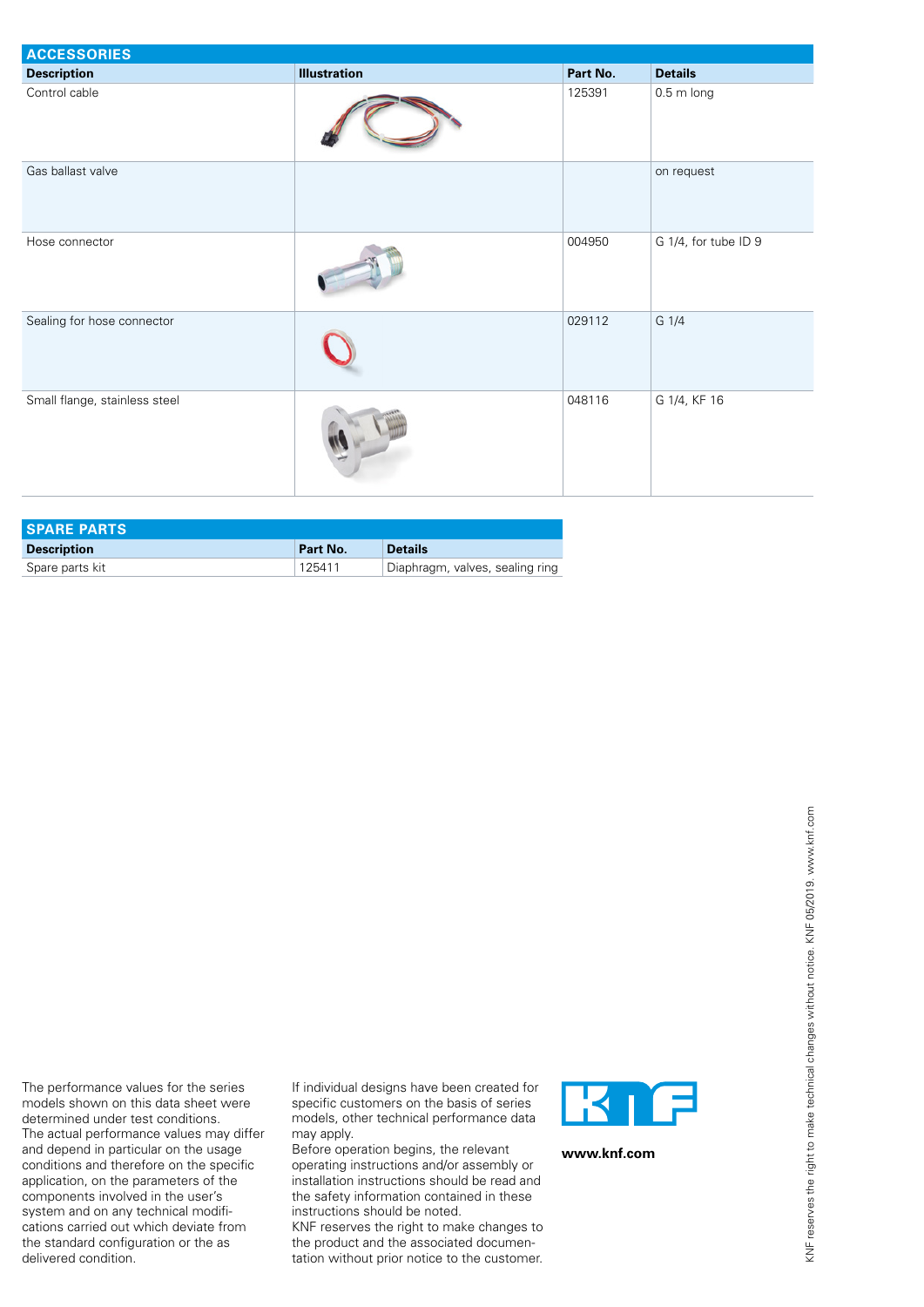## ACCESSORIES

| Description | Illustration | Part No. | Details |
|---|---|---|---|
| Control cable | | 125391 | 0.5 m long |
| Gas ballast valve | | | on request |
| Hose connector | | 004950 | G 1/4, for tube ID 9 |
| Sealing for hose connector | | 029112 | G 1/4 |
| Small flange, stainless steel | | 048116 | G 1/4, KF 16 |

## SPARE PARTS

| Description | Part No. | Details |
|---|---|---|
| Spare parts kit | 125411 | Diaphragm, valves, sealing ring |

The performance values for the series models shown on this data sheet were determined under test conditions. The actual performance values may differ and depend in particular on the usage conditions and therefore on the specific application, on the parameters of the components involved in the user's system and on any technical modifications carried out which deviate from the standard configuration or the as delivered condition.

If individual designs have been created for specific customers on the basis of series models, other technical performance data may apply.
Before operation begins, the relevant operating instructions and/or assembly or installation instructions should be read and the safety information contained in these instructions should be noted.
KNF reserves the right to make changes to the product and the associated documentation without prior notice to the customer.

**www.knf.com**

KNF reserves the right to make technical changes without notice. KNF 05/2019. www.knf.com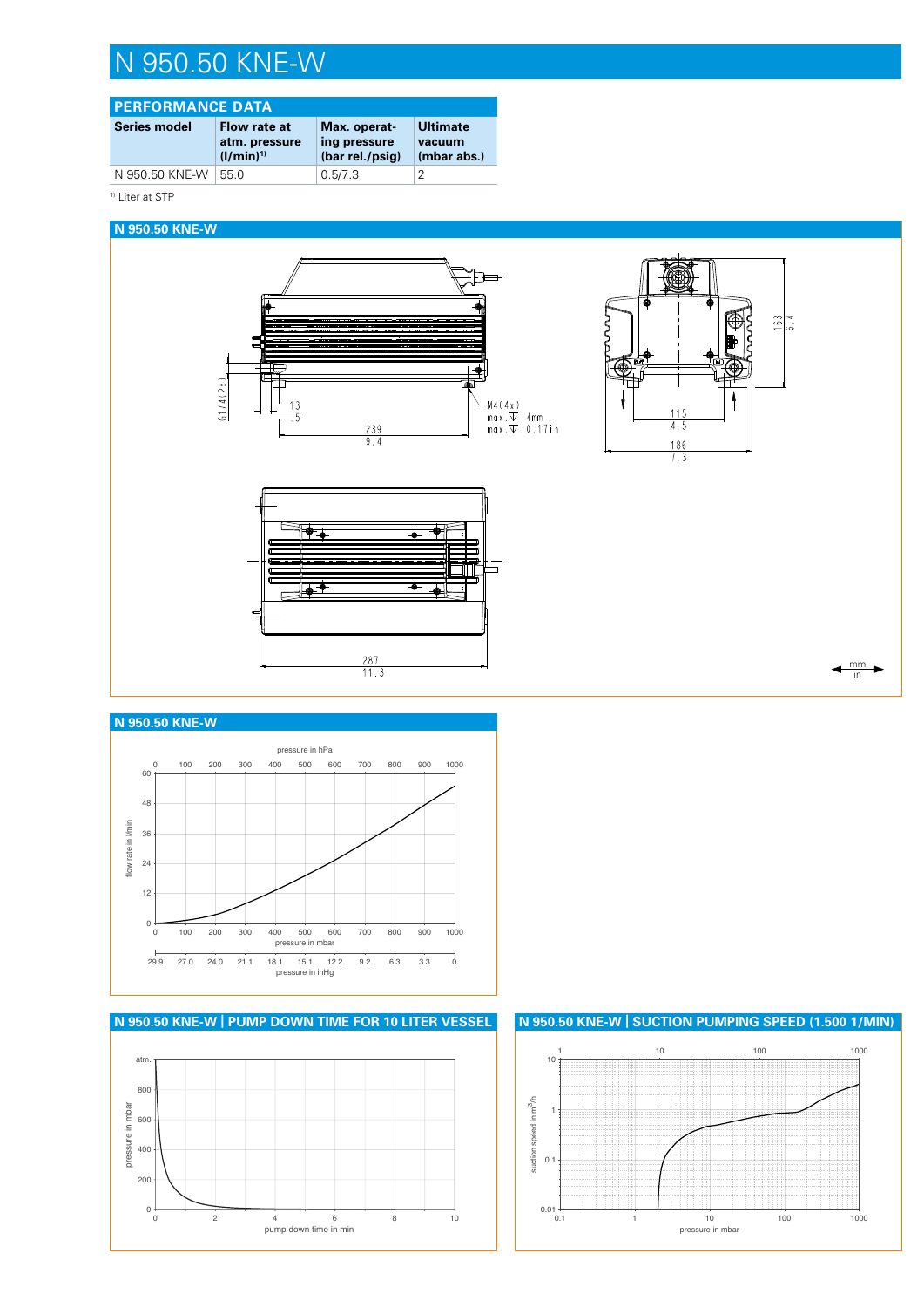# N 950.50 KNE-W

## PERFORMANCE DATA

| Series model | Flow rate at atm. pressure (l/min)[1] | Max. operating pressure (bar rel./psig) | Ultimate vacuum (mbar abs.) |
|---|---|---|---|
| N 950.50 KNE-W | 55.0 | 0.5/7.3 | 2 |

[1] Liter at STP

## N 950.50 KNE-W

G1/4(2x)

13
.5

239
9.4

M4(4x)
max. ↧ 4mm
max. ↧ 0.17in

163
6.4

115
4.5

186
7.3

287
11.3

mm
in

## N 950.50 KNE-W

pressure in hPa

flow rate in l/min

pressure in mbar

pressure in inHg

## N 950.50 KNE-W | PUMP DOWN TIME FOR 10 LITER VESSEL

pressure in mbar

pump down time in min

## N 950.50 KNE-W | SUCTION PUMPING SPEED (1.500 1/MIN)

suction speed in $m^3/h$

pressure in mbar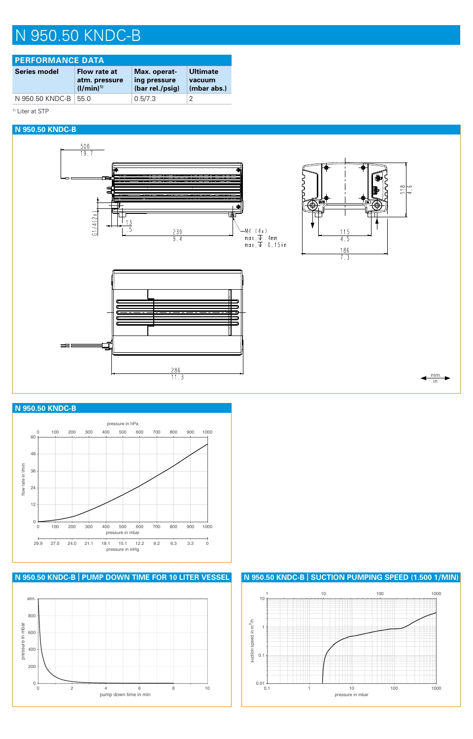# N 950.50 KNDC-B

## PERFORMANCE DATA

| Series model | Flow rate at atm. pressure (l/min)[1] | Max. operating pressure (bar rel./psig) | Ultimate vacuum (mbar abs.) |
|---|---|---|---|
| N 950.50 KNDC-B | 55.0 | 0.5/7.3 | 2 |

[1] Liter at STP

## N 950.50 KNDC-B

500
19.7

G1/4(2x)

13
.5

239
9.4

M4 (4x)
max. 4mm
max. 0.15in

115
4.5

186
7.3

118
4.6

286
11.3

mm
in

## N 950.50 KNDC-B

pressure in hPa
0 100 200 300 400 500 600 700 800 900 1000

flow rate in l/min
0 12 24 36 48 60

0 100 200 300 400 500 600 700 800 900 1000
pressure in mbar

29.9 27.0 24.0 21.1 18.1 15.1 12.2 9.2 6.3 3.3 0
pressure in inHg

## N 950.50 KNDC-B | PUMP DOWN TIME FOR 10 LITER VESSEL

pressure in mbar
atm. 800 600 400 200 0

0 2 4 6 8 10
pump down time in min

## N 950.50 KNDC-B | SUCTION PUMPING SPEED (1.500 1/MIN)

1 10 100 1000

suction speed in m³/h
10 1 0.1 0.01

0.1 1 10 100 1000
pressure in mbar